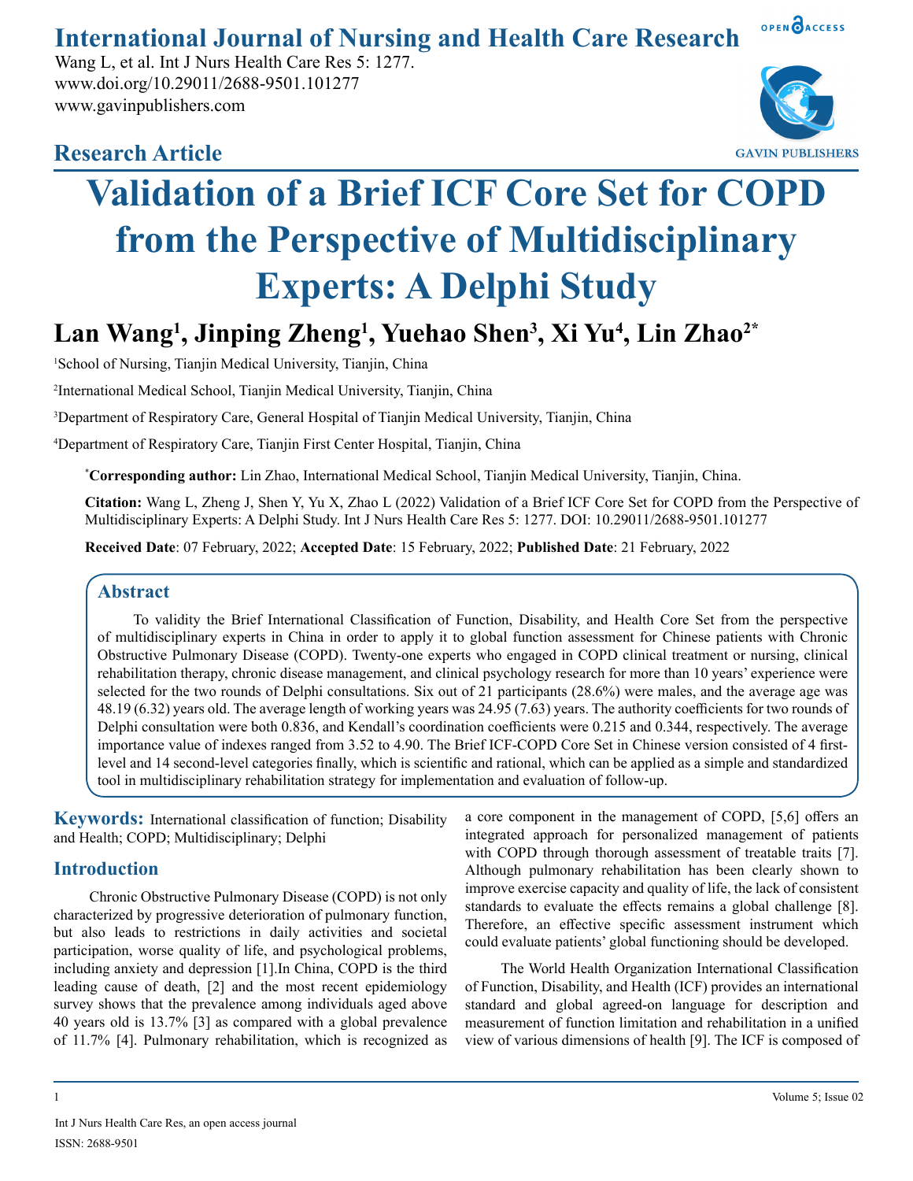International Journal of Nursing and Health Care Research

Wang L, et al. Int J Nurs Health Care Res 5: 1277.
www.doi.org/10.29011/2688-9501.101277
www.gavinpublishers.com

## Research Article

# Validation of a Brief ICF Core Set for COPD from the Perspective of Multidisciplinary Experts: A Delphi Study

**Lan Wang[1], Jinping Zheng[1], Yuehao Shen[3], Xi Yu[4], Lin Zhao[2*]**

[1]School of Nursing, Tianjin Medical University, Tianjin, China

[2]International Medical School, Tianjin Medical University, Tianjin, China

[3]Department of Respiratory Care, General Hospital of Tianjin Medical University, Tianjin, China

[4]Department of Respiratory Care, Tianjin First Center Hospital, Tianjin, China

***Corresponding author:** Lin Zhao, International Medical School, Tianjin Medical University, Tianjin, China.

**Citation:** Wang L, Zheng J, Shen Y, Yu X, Zhao L (2022) Validation of a Brief ICF Core Set for COPD from the Perspective of Multidisciplinary Experts: A Delphi Study. Int J Nurs Health Care Res 5: 1277. DOI: 10.29011/2688-9501.101277

**Received Date**: 07 February, 2022; **Accepted Date**: 15 February, 2022; **Published Date**: 21 February, 2022

## Abstract

To validity the Brief International Classification of Function, Disability, and Health Core Set from the perspective of multidisciplinary experts in China in order to apply it to global function assessment for Chinese patients with Chronic Obstructive Pulmonary Disease (COPD). Twenty-one experts who engaged in COPD clinical treatment or nursing, clinical rehabilitation therapy, chronic disease management, and clinical psychology research for more than 10 years' experience were selected for the two rounds of Delphi consultations. Six out of 21 participants (28.6%) were males, and the average age was 48.19 (6.32) years old. The average length of working years was 24.95 (7.63) years. The authority coefficients for two rounds of Delphi consultation were both 0.836, and Kendall's coordination coefficients were 0.215 and 0.344, respectively. The average importance value of indexes ranged from 3.52 to 4.90. The Brief ICF-COPD Core Set in Chinese version consisted of 4 first-level and 14 second-level categories finally, which is scientific and rational, which can be applied as a simple and standardized tool in multidisciplinary rehabilitation strategy for implementation and evaluation of follow-up.

**Keywords:** International classification of function; Disability and Health; COPD; Multidisciplinary; Delphi

## Introduction

Chronic Obstructive Pulmonary Disease (COPD) is not only characterized by progressive deterioration of pulmonary function, but also leads to restrictions in daily activities and societal participation, worse quality of life, and psychological problems, including anxiety and depression [1].In China, COPD is the third leading cause of death, [2] and the most recent epidemiology survey shows that the prevalence among individuals aged above 40 years old is 13.7% [3] as compared with a global prevalence of 11.7% [4]. Pulmonary rehabilitation, which is recognized as a core component in the management of COPD, [5,6] offers an integrated approach for personalized management of patients with COPD through thorough assessment of treatable traits [7]. Although pulmonary rehabilitation has been clearly shown to improve exercise capacity and quality of life, the lack of consistent standards to evaluate the effects remains a global challenge [8]. Therefore, an effective specific assessment instrument which could evaluate patients' global functioning should be developed.

The World Health Organization International Classification of Function, Disability, and Health (ICF) provides an international standard and global agreed-on language for description and measurement of function limitation and rehabilitation in a unified view of various dimensions of health [9]. The ICF is composed of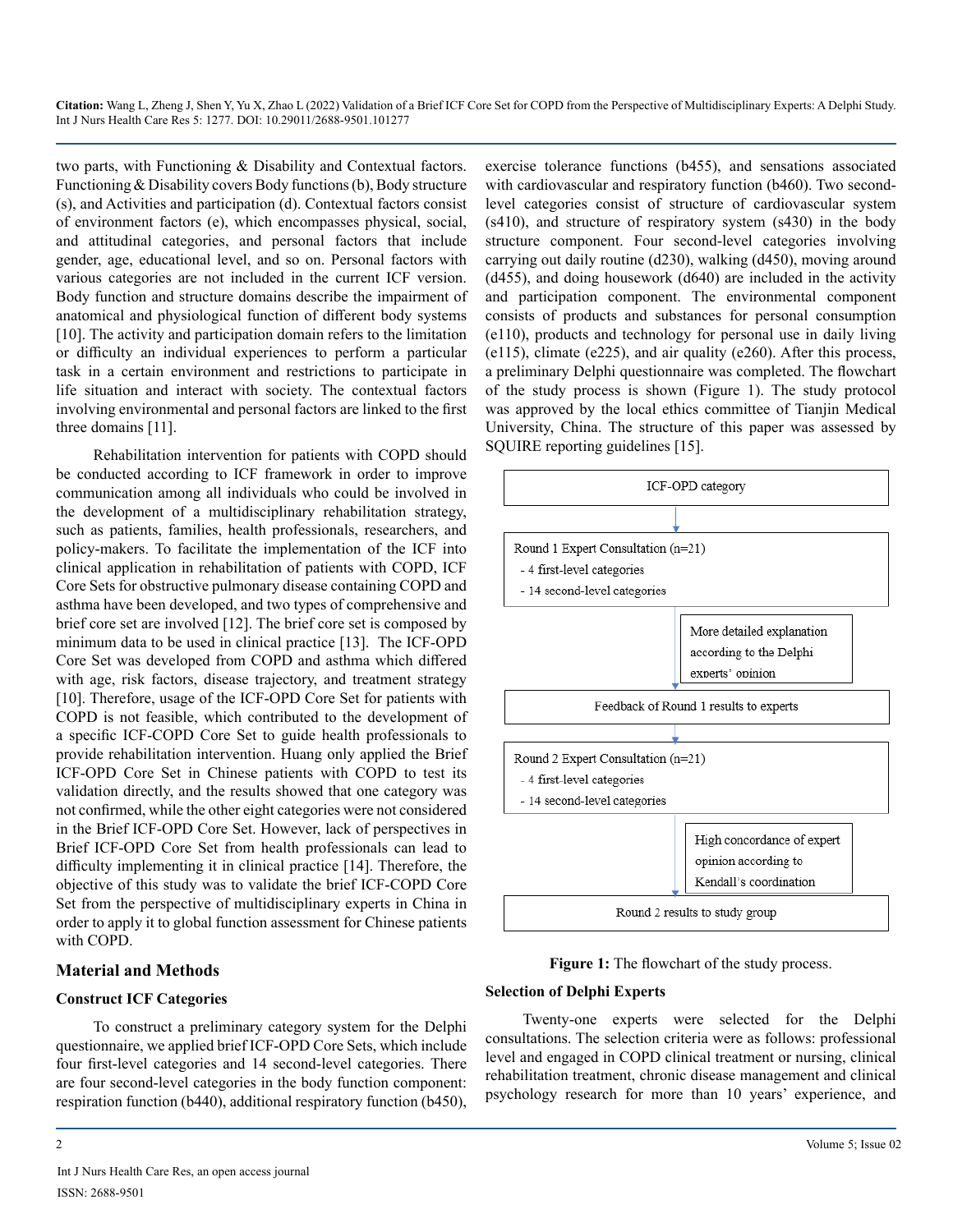two parts, with Functioning & Disability and Contextual factors. Functioning & Disability covers Body functions (b), Body structure (s), and Activities and participation (d). Contextual factors consist of environment factors (e), which encompasses physical, social, and attitudinal categories, and personal factors that include gender, age, educational level, and so on. Personal factors with various categories are not included in the current ICF version. Body function and structure domains describe the impairment of anatomical and physiological function of different body systems [10]. The activity and participation domain refers to the limitation or difficulty an individual experiences to perform a particular task in a certain environment and restrictions to participate in life situation and interact with society. The contextual factors involving environmental and personal factors are linked to the first three domains [11].

Rehabilitation intervention for patients with COPD should be conducted according to ICF framework in order to improve communication among all individuals who could be involved in the development of a multidisciplinary rehabilitation strategy, such as patients, families, health professionals, researchers, and policy-makers. To facilitate the implementation of the ICF into clinical application in rehabilitation of patients with COPD, ICF Core Sets for obstructive pulmonary disease containing COPD and asthma have been developed, and two types of comprehensive and brief core set are involved [12]. The brief core set is composed by minimum data to be used in clinical practice [13]. The ICF-OPD Core Set was developed from COPD and asthma which differed with age, risk factors, disease trajectory, and treatment strategy [10]. Therefore, usage of the ICF-OPD Core Set for patients with COPD is not feasible, which contributed to the development of a specific ICF-COPD Core Set to guide health professionals to provide rehabilitation intervention. Huang only applied the Brief ICF-OPD Core Set in Chinese patients with COPD to test its validation directly, and the results showed that one category was not confirmed, while the other eight categories were not considered in the Brief ICF-OPD Core Set. However, lack of perspectives in Brief ICF-OPD Core Set from health professionals can lead to difficulty implementing it in clinical practice [14]. Therefore, the objective of this study was to validate the brief ICF-COPD Core Set from the perspective of multidisciplinary experts in China in order to apply it to global function assessment for Chinese patients with COPD.

## Material and Methods

### Construct ICF Categories

To construct a preliminary category system for the Delphi questionnaire, we applied brief ICF-OPD Core Sets, which include four first-level categories and 14 second-level categories. There are four second-level categories in the body function component: respiration function (b440), additional respiratory function (b450), exercise tolerance functions (b455), and sensations associated with cardiovascular and respiratory function (b460). Two second-level categories consist of structure of cardiovascular system (s410), and structure of respiratory system (s430) in the body structure component. Four second-level categories involving carrying out daily routine (d230), walking (d450), moving around (d455), and doing housework (d640) are included in the activity and participation component. The environmental component consists of products and substances for personal consumption (e110), products and technology for personal use in daily living (e115), climate (e225), and air quality (e260). After this process, a preliminary Delphi questionnaire was completed. The flowchart of the study process is shown (Figure 1). The study protocol was approved by the local ethics committee of Tianjin Medical University, China. The structure of this paper was assessed by SQUIRE reporting guidelines [15].

ICF-OPD category

Round 1 Expert Consultation (n=21)
- 4 first-level categories
- 14 second-level categories

More detailed explanation according to the Delphi experts' opinion

Feedback of Round 1 results to experts

Round 2 Expert Consultation (n=21)
- 4 first-level categories
- 14 second-level categories

High concordance of expert opinion according to Kendall's coordination

Round 2 results to study group

**Figure 1:** The flowchart of the study process.

### Selection of Delphi Experts

Twenty-one experts were selected for the Delphi consultations. The selection criteria were as follows: professional level and engaged in COPD clinical treatment or nursing, clinical rehabilitation treatment, chronic disease management and clinical psychology research for more than 10 years' experience, and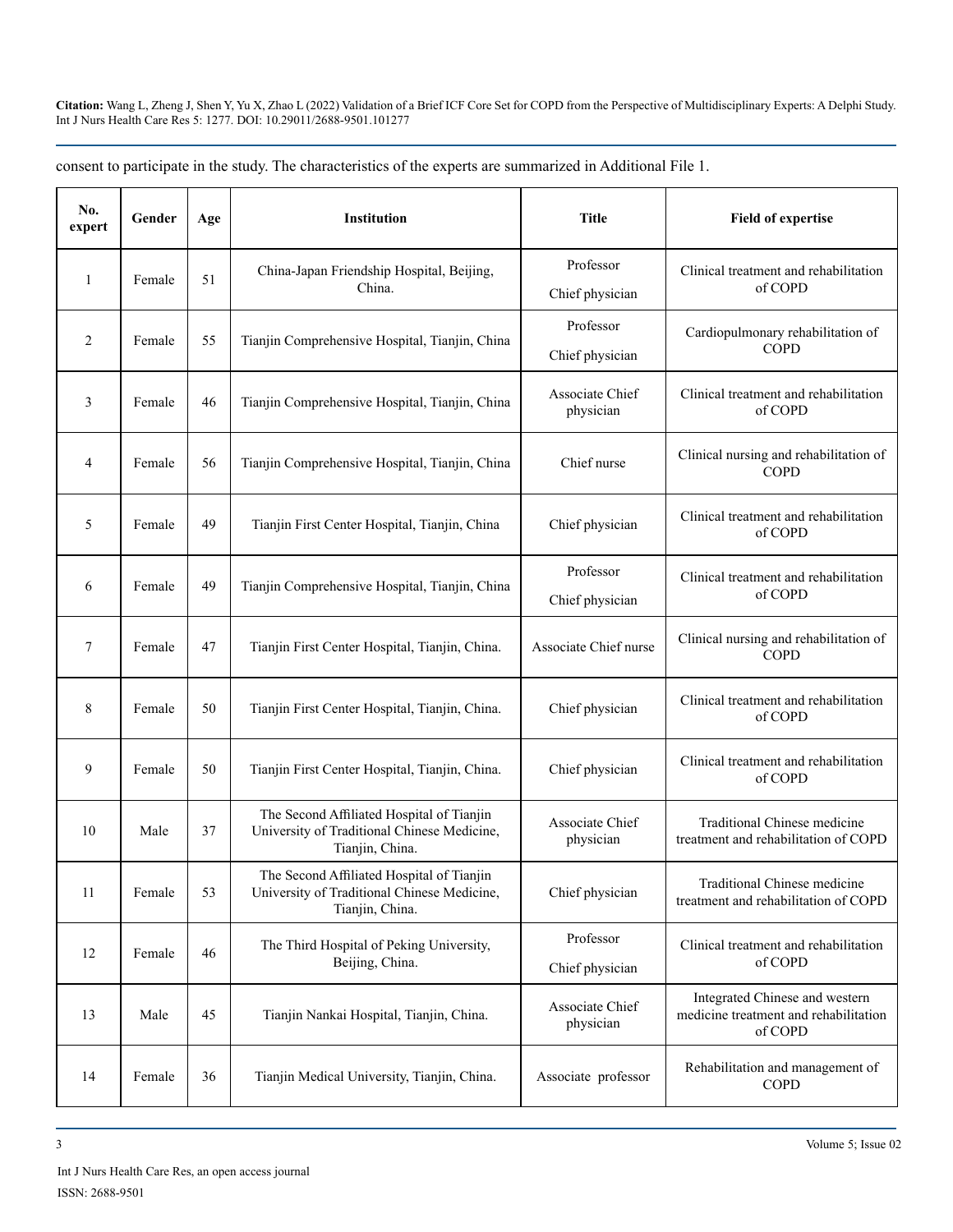consent to participate in the study. The characteristics of the experts are summarized in Additional File 1.

| No. expert | Gender | Age | Institution | Title | Field of expertise |
|---|---|---|---|---|---|
| 1 | Female | 51 | China-Japan Friendship Hospital, Beijing, China. | Professor Chief physician | Clinical treatment and rehabilitation of COPD |
| 2 | Female | 55 | Tianjin Comprehensive Hospital, Tianjin, China | Professor Chief physician | Cardiopulmonary rehabilitation of COPD |
| 3 | Female | 46 | Tianjin Comprehensive Hospital, Tianjin, China | Associate Chief physician | Clinical treatment and rehabilitation of COPD |
| 4 | Female | 56 | Tianjin Comprehensive Hospital, Tianjin, China | Chief nurse | Clinical nursing and rehabilitation of COPD |
| 5 | Female | 49 | Tianjin First Center Hospital, Tianjin, China | Chief physician | Clinical treatment and rehabilitation of COPD |
| 6 | Female | 49 | Tianjin Comprehensive Hospital, Tianjin, China | Professor Chief physician | Clinical treatment and rehabilitation of COPD |
| 7 | Female | 47 | Tianjin First Center Hospital, Tianjin, China. | Associate Chief nurse | Clinical nursing and rehabilitation of COPD |
| 8 | Female | 50 | Tianjin First Center Hospital, Tianjin, China. | Chief physician | Clinical treatment and rehabilitation of COPD |
| 9 | Female | 50 | Tianjin First Center Hospital, Tianjin, China. | Chief physician | Clinical treatment and rehabilitation of COPD |
| 10 | Male | 37 | The Second Affiliated Hospital of Tianjin University of Traditional Chinese Medicine, Tianjin, China. | Associate Chief physician | Traditional Chinese medicine treatment and rehabilitation of COPD |
| 11 | Female | 53 | The Second Affiliated Hospital of Tianjin University of Traditional Chinese Medicine, Tianjin, China. | Chief physician | Traditional Chinese medicine treatment and rehabilitation of COPD |
| 12 | Female | 46 | The Third Hospital of Peking University, Beijing, China. | Professor Chief physician | Clinical treatment and rehabilitation of COPD |
| 13 | Male | 45 | Tianjin Nankai Hospital, Tianjin, China. | Associate Chief physician | Integrated Chinese and western medicine treatment and rehabilitation of COPD |
| 14 | Female | 36 | Tianjin Medical University, Tianjin, China. | Associate professor | Rehabilitation and management of COPD |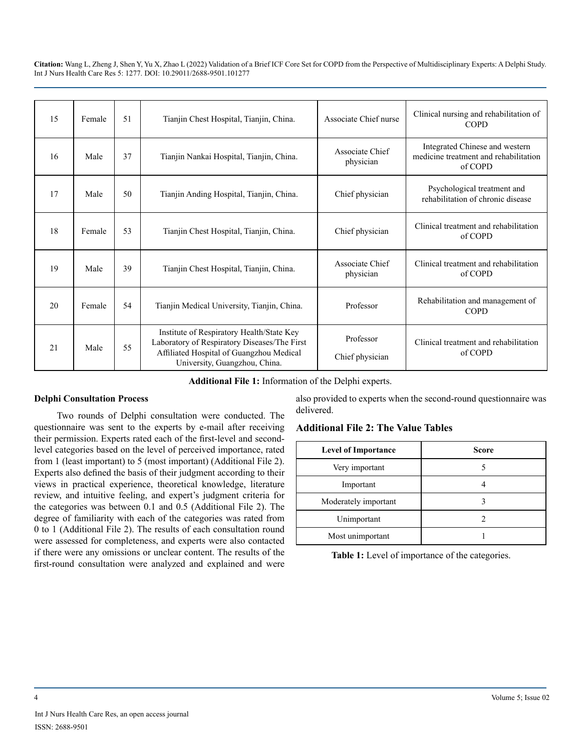| 15 | Female | 51 | Tianjin Chest Hospital, Tianjin, China. | Associate Chief nurse | Clinical nursing and rehabilitation of COPD |
|---|---|---|---|---|---|
| 16 | Male | 37 | Tianjin Nankai Hospital, Tianjin, China. | Associate Chief physician | Integrated Chinese and western medicine treatment and rehabilitation of COPD |
| 17 | Male | 50 | Tianjin Anding Hospital, Tianjin, China. | Chief physician | Psychological treatment and rehabilitation of chronic disease |
| 18 | Female | 53 | Tianjin Chest Hospital, Tianjin, China. | Chief physician | Clinical treatment and rehabilitation of COPD |
| 19 | Male | 39 | Tianjin Chest Hospital, Tianjin, China. | Associate Chief physician | Clinical treatment and rehabilitation of COPD |
| 20 | Female | 54 | Tianjin Medical University, Tianjin, China. | Professor | Rehabilitation and management of COPD |
| 21 | Male | 55 | Institute of Respiratory Health/State Key Laboratory of Respiratory Diseases/The First Affiliated Hospital of Guangzhou Medical University, Guangzhou, China. | Professor Chief physician | Clinical treatment and rehabilitation of COPD |

**Additional File 1:** Information of the Delphi experts.

**Delphi Consultation Process**

Two rounds of Delphi consultation were conducted. The questionnaire was sent to the experts by e-mail after receiving their permission. Experts rated each of the first-level and second-level categories based on the level of perceived importance, rated from 1 (least important) to 5 (most important) (Additional File 2). Experts also defined the basis of their judgment according to their views in practical experience, theoretical knowledge, literature review, and intuitive feeling, and expert's judgment criteria for the categories was between 0.1 and 0.5 (Additional File 2). The degree of familiarity with each of the categories was rated from 0 to 1 (Additional File 2). The results of each consultation round were assessed for completeness, and experts were also contacted if there were any omissions or unclear content. The results of the first-round consultation were analyzed and explained and were also provided to experts when the second-round questionnaire was delivered.

## Additional File 2: The Value Tables

| Level of Importance | Score |
|---|---|
| Very important | 5 |
| Important | 4 |
| Moderately important | 3 |
| Unimportant | 2 |
| Most unimportant | 1 |

**Table 1:** Level of importance of the categories.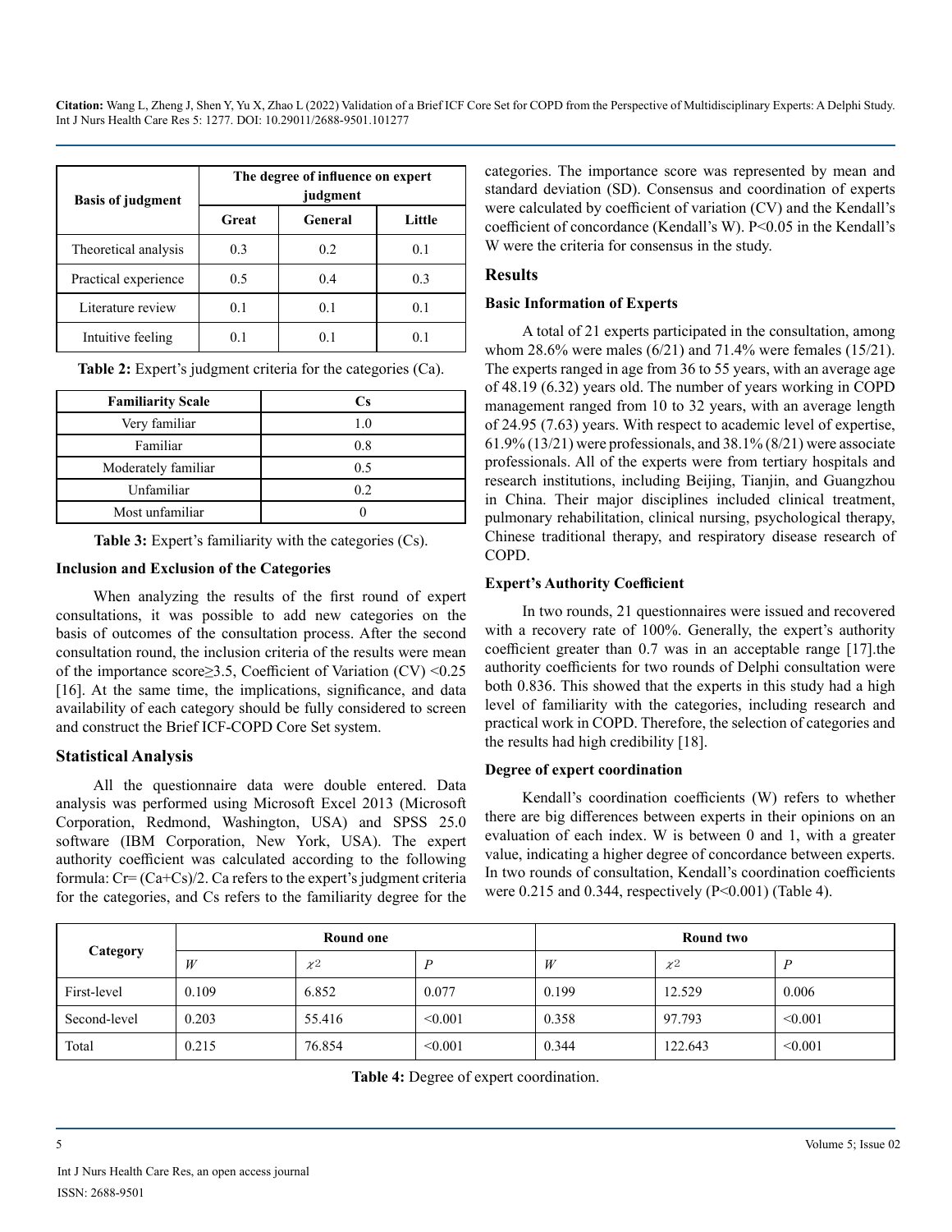| Basis of judgment | The degree of influence on expert judgment | | |
|---|---|---|---|
| | Great | General | Little |
| Theoretical analysis | 0.3 | 0.2 | 0.1 |
| Practical experience | 0.5 | 0.4 | 0.3 |
| Literature review | 0.1 | 0.1 | 0.1 |
| Intuitive feeling | 0.1 | 0.1 | 0.1 |

**Table 2:** Expert's judgment criteria for the categories (Ca).

| Familiarity Scale | Cs |
|---|---|
| Very familiar | 1.0 |
| Familiar | 0.8 |
| Moderately familiar | 0.5 |
| Unfamiliar | 0.2 |
| Most unfamiliar | 0 |

**Table 3:** Expert's familiarity with the categories (Cs).

### Inclusion and Exclusion of the Categories

When analyzing the results of the first round of expert consultations, it was possible to add new categories on the basis of outcomes of the consultation process. After the second consultation round, the inclusion criteria of the results were mean of the importance score≥3.5, Coefficient of Variation (CV) <0.25 [16]. At the same time, the implications, significance, and data availability of each category should be fully considered to screen and construct the Brief ICF-COPD Core Set system.

## Statistical Analysis

All the questionnaire data were double entered. Data analysis was performed using Microsoft Excel 2013 (Microsoft Corporation, Redmond, Washington, USA) and SPSS 25.0 software (IBM Corporation, New York, USA). The expert authority coefficient was calculated according to the following formula: Cr= (Ca+Cs)/2. Ca refers to the expert's judgment criteria for the categories, and Cs refers to the familiarity degree for the categories. The importance score was represented by mean and standard deviation (SD). Consensus and coordination of experts were calculated by coefficient of variation (CV) and the Kendall's coefficient of concordance (Kendall's W). P<0.05 in the Kendall's W were the criteria for consensus in the study.

## Results

### Basic Information of Experts

A total of 21 experts participated in the consultation, among whom 28.6% were males (6/21) and 71.4% were females (15/21). The experts ranged in age from 36 to 55 years, with an average age of 48.19 (6.32) years old. The number of years working in COPD management ranged from 10 to 32 years, with an average length of 24.95 (7.63) years. With respect to academic level of expertise, 61.9% (13/21) were professionals, and 38.1% (8/21) were associate professionals. All of the experts were from tertiary hospitals and research institutions, including Beijing, Tianjin, and Guangzhou in China. Their major disciplines included clinical treatment, pulmonary rehabilitation, clinical nursing, psychological therapy, Chinese traditional therapy, and respiratory disease research of COPD.

### Expert's Authority Coefficient

In two rounds, 21 questionnaires were issued and recovered with a recovery rate of 100%. Generally, the expert's authority coefficient greater than 0.7 was in an acceptable range [17].the authority coefficients for two rounds of Delphi consultation were both 0.836. This showed that the experts in this study had a high level of familiarity with the categories, including research and practical work in COPD. Therefore, the selection of categories and the results had high credibility [18].

### Degree of expert coordination

Kendall's coordination coefficients (W) refers to whether there are big differences between experts in their opinions on an evaluation of each index. W is between 0 and 1, with a greater value, indicating a higher degree of concordance between experts. In two rounds of consultation, Kendall's coordination coefficients were 0.215 and 0.344, respectively (P<0.001) (Table 4).

| Category | Round one | | | Round two | | |
|---|---|---|---|---|---|---|
| | $W$ | $\chi^2$ | $P$ | $W$ | $\chi^2$ | $P$ |
| First-level | 0.109 | 6.852 | 0.077 | 0.199 | 12.529 | 0.006 |
| Second-level | 0.203 | 55.416 | <0.001 | 0.358 | 97.793 | <0.001 |
| Total | 0.215 | 76.854 | <0.001 | 0.344 | 122.643 | <0.001 |

**Table 4:** Degree of expert coordination.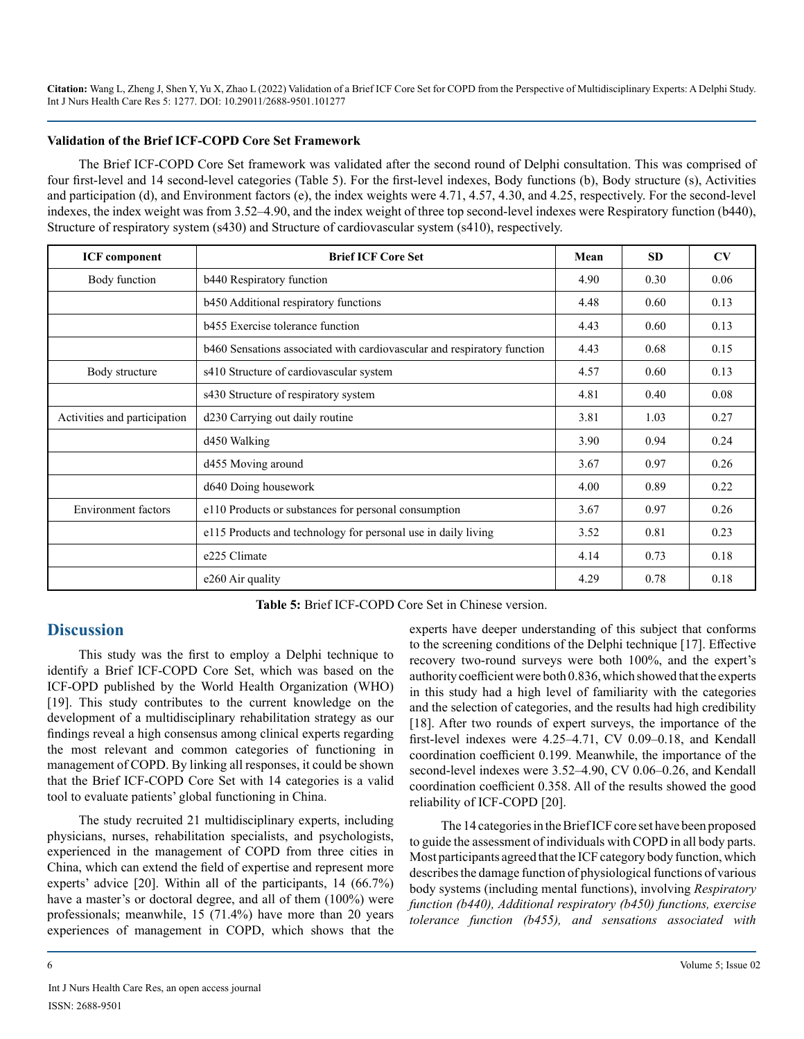**Validation of the Brief ICF-COPD Core Set Framework**

The Brief ICF-COPD Core Set framework was validated after the second round of Delphi consultation. This was comprised of four first-level and 14 second-level categories (Table 5). For the first-level indexes, Body functions (b), Body structure (s), Activities and participation (d), and Environment factors (e), the index weights were 4.71, 4.57, 4.30, and 4.25, respectively. For the second-level indexes, the index weight was from 3.52–4.90, and the index weight of three top second-level indexes were Respiratory function (b440), Structure of respiratory system (s430) and Structure of cardiovascular system (s410), respectively.

| ICF component | Brief ICF Core Set | Mean | SD | CV |
|---|---|---|---|---|
| Body function | b440 Respiratory function | 4.90 | 0.30 | 0.06 |
| | b450 Additional respiratory functions | 4.48 | 0.60 | 0.13 |
| | b455 Exercise tolerance function | 4.43 | 0.60 | 0.13 |
| | b460 Sensations associated with cardiovascular and respiratory function | 4.43 | 0.68 | 0.15 |
| Body structure | s410 Structure of cardiovascular system | 4.57 | 0.60 | 0.13 |
| | s430 Structure of respiratory system | 4.81 | 0.40 | 0.08 |
| Activities and participation | d230 Carrying out daily routine | 3.81 | 1.03 | 0.27 |
| | d450 Walking | 3.90 | 0.94 | 0.24 |
| | d455 Moving around | 3.67 | 0.97 | 0.26 |
| | d640 Doing housework | 4.00 | 0.89 | 0.22 |
| Environment factors | e110 Products or substances for personal consumption | 3.67 | 0.97 | 0.26 |
| | e115 Products and technology for personal use in daily living | 3.52 | 0.81 | 0.23 |
| | e225 Climate | 4.14 | 0.73 | 0.18 |
| | e260 Air quality | 4.29 | 0.78 | 0.18 |

**Table 5:** Brief ICF-COPD Core Set in Chinese version.

## Discussion

This study was the first to employ a Delphi technique to identify a Brief ICF-COPD Core Set, which was based on the ICF-OPD published by the World Health Organization (WHO) [19]. This study contributes to the current knowledge on the development of a multidisciplinary rehabilitation strategy as our findings reveal a high consensus among clinical experts regarding the most relevant and common categories of functioning in management of COPD. By linking all responses, it could be shown that the Brief ICF-COPD Core Set with 14 categories is a valid tool to evaluate patients' global functioning in China.

The study recruited 21 multidisciplinary experts, including physicians, nurses, rehabilitation specialists, and psychologists, experienced in the management of COPD from three cities in China, which can extend the field of expertise and represent more experts' advice [20]. Within all of the participants, 14 (66.7%) have a master's or doctoral degree, and all of them (100%) were professionals; meanwhile, 15 (71.4%) have more than 20 years experiences of management in COPD, which shows that the experts have deeper understanding of this subject that conforms to the screening conditions of the Delphi technique [17]. Effective recovery two-round surveys were both 100%, and the expert's authority coefficient were both 0.836, which showed that the experts in this study had a high level of familiarity with the categories and the selection of categories, and the results had high credibility [18]. After two rounds of expert surveys, the importance of the first-level indexes were 4.25–4.71, CV 0.09–0.18, and Kendall coordination coefficient 0.199. Meanwhile, the importance of the second-level indexes were 3.52–4.90, CV 0.06–0.26, and Kendall coordination coefficient 0.358. All of the results showed the good reliability of ICF-COPD [20].

The 14 categories in the Brief ICF core set have been proposed to guide the assessment of individuals with COPD in all body parts. Most participants agreed that the ICF category body function, which describes the damage function of physiological functions of various body systems (including mental functions), involving *Respiratory function (b440), Additional respiratory (b450) functions, exercise tolerance function (b455), and sensations associated with*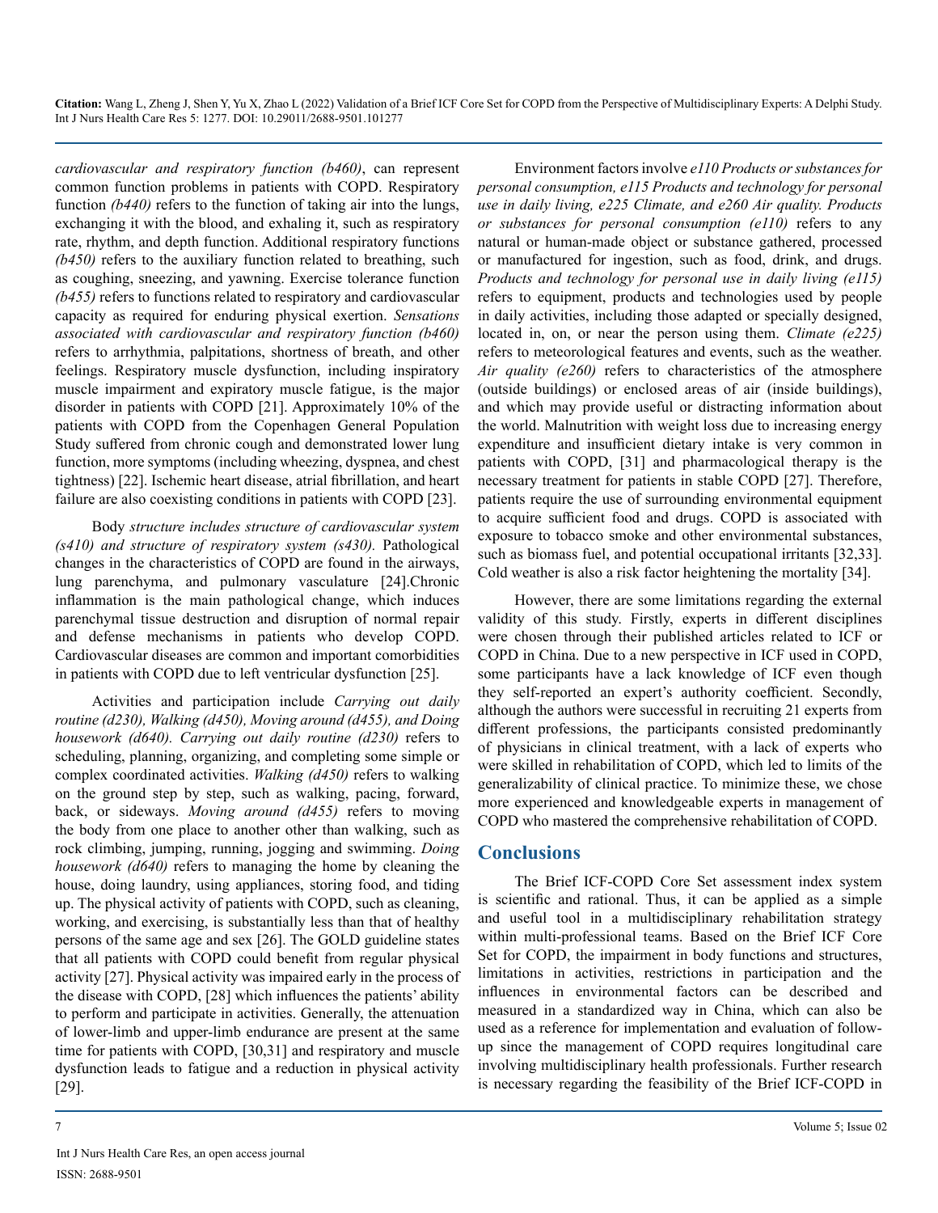*cardiovascular and respiratory function (b460)*, can represent common function problems in patients with COPD. Respiratory function *(b440)* refers to the function of taking air into the lungs, exchanging it with the blood, and exhaling it, such as respiratory rate, rhythm, and depth function. Additional respiratory functions *(b450)* refers to the auxiliary function related to breathing, such as coughing, sneezing, and yawning. Exercise tolerance function *(b455)* refers to functions related to respiratory and cardiovascular capacity as required for enduring physical exertion. *Sensations associated with cardiovascular and respiratory function (b460)* refers to arrhythmia, palpitations, shortness of breath, and other feelings. Respiratory muscle dysfunction, including inspiratory muscle impairment and expiratory muscle fatigue, is the major disorder in patients with COPD [21]. Approximately 10% of the patients with COPD from the Copenhagen General Population Study suffered from chronic cough and demonstrated lower lung function, more symptoms (including wheezing, dyspnea, and chest tightness) [22]. Ischemic heart disease, atrial fibrillation, and heart failure are also coexisting conditions in patients with COPD [23].

Body *structure includes structure of cardiovascular system (s410) and structure of respiratory system (s430).* Pathological changes in the characteristics of COPD are found in the airways, lung parenchyma, and pulmonary vasculature [24].Chronic inflammation is the main pathological change, which induces parenchymal tissue destruction and disruption of normal repair and defense mechanisms in patients who develop COPD. Cardiovascular diseases are common and important comorbidities in patients with COPD due to left ventricular dysfunction [25].

Activities and participation include *Carrying out daily routine (d230), Walking (d450), Moving around (d455), and Doing housework (d640). Carrying out daily routine (d230)* refers to scheduling, planning, organizing, and completing some simple or complex coordinated activities. *Walking (d450)* refers to walking on the ground step by step, such as walking, pacing, forward, back, or sideways. *Moving around (d455)* refers to moving the body from one place to another other than walking, such as rock climbing, jumping, running, jogging and swimming. *Doing housework (d640)* refers to managing the home by cleaning the house, doing laundry, using appliances, storing food, and tiding up. The physical activity of patients with COPD, such as cleaning, working, and exercising, is substantially less than that of healthy persons of the same age and sex [26]. The GOLD guideline states that all patients with COPD could benefit from regular physical activity [27]. Physical activity was impaired early in the process of the disease with COPD, [28] which influences the patients' ability to perform and participate in activities. Generally, the attenuation of lower-limb and upper-limb endurance are present at the same time for patients with COPD, [30,31] and respiratory and muscle dysfunction leads to fatigue and a reduction in physical activity [29].

Environment factors involve *e110 Products or substances for personal consumption, e115 Products and technology for personal use in daily living, e225 Climate, and e260 Air quality. Products or substances for personal consumption (e110)* refers to any natural or human-made object or substance gathered, processed or manufactured for ingestion, such as food, drink, and drugs. *Products and technology for personal use in daily living (e115)* refers to equipment, products and technologies used by people in daily activities, including those adapted or specially designed, located in, on, or near the person using them. *Climate (e225)* refers to meteorological features and events, such as the weather. *Air quality (e260)* refers to characteristics of the atmosphere (outside buildings) or enclosed areas of air (inside buildings), and which may provide useful or distracting information about the world. Malnutrition with weight loss due to increasing energy expenditure and insufficient dietary intake is very common in patients with COPD, [31] and pharmacological therapy is the necessary treatment for patients in stable COPD [27]. Therefore, patients require the use of surrounding environmental equipment to acquire sufficient food and drugs. COPD is associated with exposure to tobacco smoke and other environmental substances, such as biomass fuel, and potential occupational irritants [32,33]. Cold weather is also a risk factor heightening the mortality [34].

However, there are some limitations regarding the external validity of this study. Firstly, experts in different disciplines were chosen through their published articles related to ICF or COPD in China. Due to a new perspective in ICF used in COPD, some participants have a lack knowledge of ICF even though they self-reported an expert's authority coefficient. Secondly, although the authors were successful in recruiting 21 experts from different professions, the participants consisted predominantly of physicians in clinical treatment, with a lack of experts who were skilled in rehabilitation of COPD, which led to limits of the generalizability of clinical practice. To minimize these, we chose more experienced and knowledgeable experts in management of COPD who mastered the comprehensive rehabilitation of COPD.

## Conclusions

The Brief ICF-COPD Core Set assessment index system is scientific and rational. Thus, it can be applied as a simple and useful tool in a multidisciplinary rehabilitation strategy within multi-professional teams. Based on the Brief ICF Core Set for COPD, the impairment in body functions and structures, limitations in activities, restrictions in participation and the influences in environmental factors can be described and measured in a standardized way in China, which can also be used as a reference for implementation and evaluation of follow-up since the management of COPD requires longitudinal care involving multidisciplinary health professionals. Further research is necessary regarding the feasibility of the Brief ICF-COPD in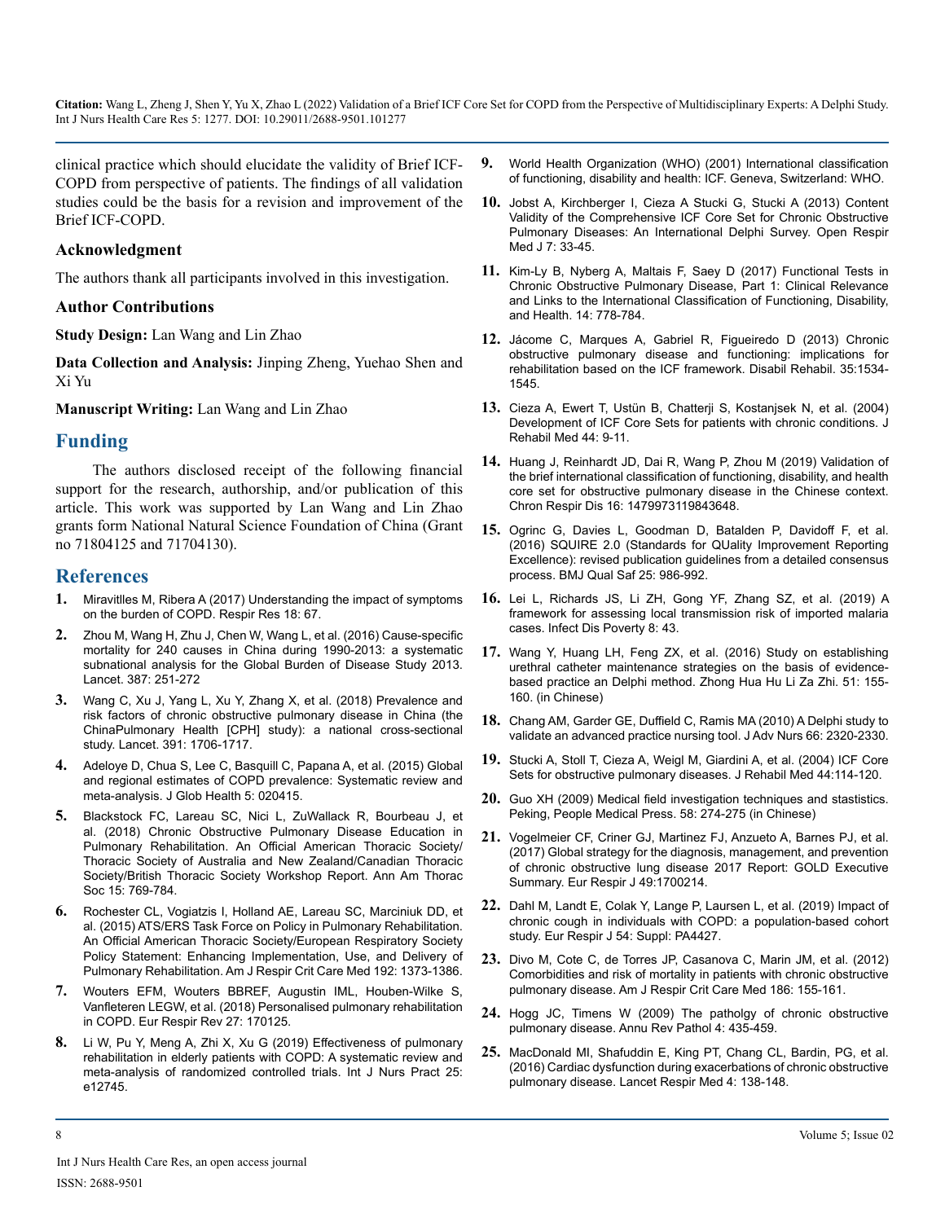clinical practice which should elucidate the validity of Brief ICF-COPD from perspective of patients. The findings of all validation studies could be the basis for a revision and improvement of the Brief ICF-COPD.

### Acknowledgment

The authors thank all participants involved in this investigation.

### Author Contributions

**Study Design:** Lan Wang and Lin Zhao

**Data Collection and Analysis:** Jinping Zheng, Yuehao Shen and Xi Yu

**Manuscript Writing:** Lan Wang and Lin Zhao

## Funding

The authors disclosed receipt of the following financial support for the research, authorship, and/or publication of this article. This work was supported by Lan Wang and Lin Zhao grants form National Natural Science Foundation of China (Grant no 71804125 and 71704130).

## References

1. Miravitlles M, Ribera A (2017) Understanding the impact of symptoms on the burden of COPD. Respir Res 18: 67.
2. Zhou M, Wang H, Zhu J, Chen W, Wang L, et al. (2016) Cause-specific mortality for 240 causes in China during 1990-2013: a systematic subnational analysis for the Global Burden of Disease Study 2013. Lancet. 387: 251-272
3. Wang C, Xu J, Yang L, Xu Y, Zhang X, et al. (2018) Prevalence and risk factors of chronic obstructive pulmonary disease in China (the ChinaPulmonary Health [CPH] study): a national cross-sectional study. Lancet. 391: 1706-1717.
4. Adeloye D, Chua S, Lee C, Basquill C, Papana A, et al. (2015) Global and regional estimates of COPD prevalence: Systematic review and meta-analysis. J Glob Health 5: 020415.
5. Blackstock FC, Lareau SC, Nici L, ZuWallack R, Bourbeau J, et al. (2018) Chronic Obstructive Pulmonary Disease Education in Pulmonary Rehabilitation. An Official American Thoracic Society/ Thoracic Society of Australia and New Zealand/Canadian Thoracic Society/British Thoracic Society Workshop Report. Ann Am Thorac Soc 15: 769-784.
6. Rochester CL, Vogiatzis I, Holland AE, Lareau SC, Marciniuk DD, et al. (2015) ATS/ERS Task Force on Policy in Pulmonary Rehabilitation. An Official American Thoracic Society/European Respiratory Society Policy Statement: Enhancing Implementation, Use, and Delivery of Pulmonary Rehabilitation. Am J Respir Crit Care Med 192: 1373-1386.
7. Wouters EFM, Wouters BBREF, Augustin IML, Houben-Wilke S, Vanfleteren LEGW, et al. (2018) Personalised pulmonary rehabilitation in COPD. Eur Respir Rev 27: 170125.
8. Li W, Pu Y, Meng A, Zhi X, Xu G (2019) Effectiveness of pulmonary rehabilitation in elderly patients with COPD: A systematic review and meta-analysis of randomized controlled trials. Int J Nurs Pract 25: e12745.
9. World Health Organization (WHO) (2001) International classification of functioning, disability and health: ICF. Geneva, Switzerland: WHO.
10. Jobst A, Kirchberger I, Cieza A Stucki G, Stucki A (2013) Content Validity of the Comprehensive ICF Core Set for Chronic Obstructive Pulmonary Diseases: An International Delphi Survey. Open Respir Med J 7: 33-45.
11. Kim-Ly B, Nyberg A, Maltais F, Saey D (2017) Functional Tests in Chronic Obstructive Pulmonary Disease, Part 1: Clinical Relevance and Links to the International Classification of Functioning, Disability, and Health. 14: 778-784.
12. Jácome C, Marques A, Gabriel R, Figueiredo D (2013) Chronic obstructive pulmonary disease and functioning: implications for rehabilitation based on the ICF framework. Disabil Rehabil. 35:1534-1545.
13. Cieza A, Ewert T, Ustün B, Chatterji S, Kostanjsek N, et al. (2004) Development of ICF Core Sets for patients with chronic conditions. J Rehabil Med 44: 9-11.
14. Huang J, Reinhardt JD, Dai R, Wang P, Zhou M (2019) Validation of the brief international classification of functioning, disability, and health core set for obstructive pulmonary disease in the Chinese context. Chron Respir Dis 16: 1479973119843648.
15. Ogrinc G, Davies L, Goodman D, Batalden P, Davidoff F, et al. (2016) SQUIRE 2.0 (Standards for QUality Improvement Reporting Excellence): revised publication guidelines from a detailed consensus process. BMJ Qual Saf 25: 986-992.
16. Lei L, Richards JS, Li ZH, Gong YF, Zhang SZ, et al. (2019) A framework for assessing local transmission risk of imported malaria cases. Infect Dis Poverty 8: 43.
17. Wang Y, Huang LH, Feng ZX, et al. (2016) Study on establishing urethral catheter maintenance strategies on the basis of evidence-based practice an Delphi method. Zhong Hua Hu Li Za Zhi. 51: 155-160. (in Chinese)
18. Chang AM, Garder GE, Duffield C, Ramis MA (2010) A Delphi study to validate an advanced practice nursing tool. J Adv Nurs 66: 2320-2330.
19. Stucki A, Stoll T, Cieza A, Weigl M, Giardini A, et al. (2004) ICF Core Sets for obstructive pulmonary diseases. J Rehabil Med 44:114-120.
20. Guo XH (2009) Medical field investigation techniques and stastistics. Peking, People Medical Press. 58: 274-275 (in Chinese)
21. Vogelmeier CF, Criner GJ, Martinez FJ, Anzueto A, Barnes PJ, et al. (2017) Global strategy for the diagnosis, management, and prevention of chronic obstructive lung disease 2017 Report: GOLD Executive Summary. Eur Respir J 49:1700214.
22. Dahl M, Landt E, Colak Y, Lange P, Laursen L, et al. (2019) Impact of chronic cough in individuals with COPD: a population-based cohort study. Eur Respir J 54: Suppl: PA4427.
23. Divo M, Cote C, de Torres JP, Casanova C, Marin JM, et al. (2012) Comorbidities and risk of mortality in patients with chronic obstructive pulmonary disease. Am J Respir Crit Care Med 186: 155-161.
24. Hogg JC, Timens W (2009) The patholgy of chronic obstructive pulmonary disease. Annu Rev Pathol 4: 435-459.
25. MacDonald MI, Shafuddin E, King PT, Chang CL, Bardin, PG, et al. (2016) Cardiac dysfunction during exacerbations of chronic obstructive pulmonary disease. Lancet Respir Med 4: 138-148.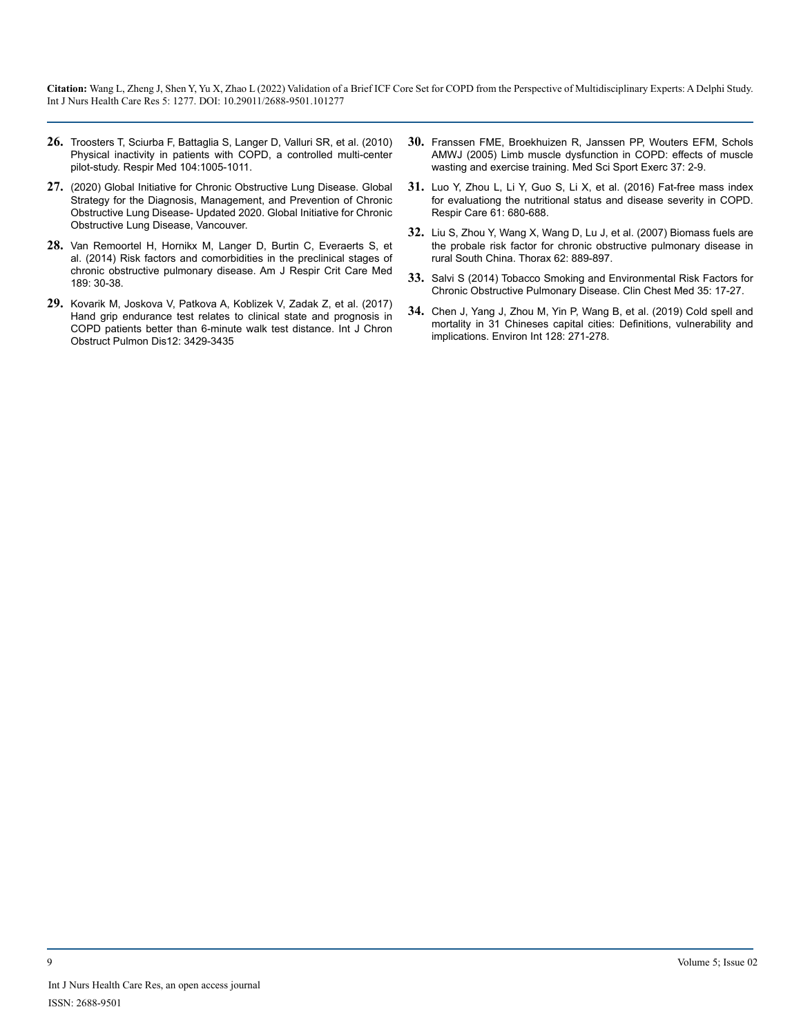26. Troosters T, Sciurba F, Battaglia S, Langer D, Valluri SR, et al. (2010) Physical inactivity in patients with COPD, a controlled multi-center pilot-study. Respir Med 104:1005-1011.

27. (2020) Global Initiative for Chronic Obstructive Lung Disease. Global Strategy for the Diagnosis, Management, and Prevention of Chronic Obstructive Lung Disease- Updated 2020. Global Initiative for Chronic Obstructive Lung Disease, Vancouver.

28. Van Remoortel H, Hornikx M, Langer D, Burtin C, Everaerts S, et al. (2014) Risk factors and comorbidities in the preclinical stages of chronic obstructive pulmonary disease. Am J Respir Crit Care Med 189: 30-38.

29. Kovarik M, Joskova V, Patkova A, Koblizek V, Zadak Z, et al. (2017) Hand grip endurance test relates to clinical state and prognosis in COPD patients better than 6-minute walk test distance. Int J Chron Obstruct Pulmon Dis12: 3429-3435

30. Franssen FME, Broekhuizen R, Janssen PP, Wouters EFM, Schols AMWJ (2005) Limb muscle dysfunction in COPD: effects of muscle wasting and exercise training. Med Sci Sport Exerc 37: 2-9.

31. Luo Y, Zhou L, Li Y, Guo S, Li X, et al. (2016) Fat-free mass index for evaluationg the nutritional status and disease severity in COPD. Respir Care 61: 680-688.

32. Liu S, Zhou Y, Wang X, Wang D, Lu J, et al. (2007) Biomass fuels are the probale risk factor for chronic obstructive pulmonary disease in rural South China. Thorax 62: 889-897.

33. Salvi S (2014) Tobacco Smoking and Environmental Risk Factors for Chronic Obstructive Pulmonary Disease. Clin Chest Med 35: 17-27.

34. Chen J, Yang J, Zhou M, Yin P, Wang B, et al. (2019) Cold spell and mortality in 31 Chineses capital cities: Definitions, vulnerability and implications. Environ Int 128: 271-278.